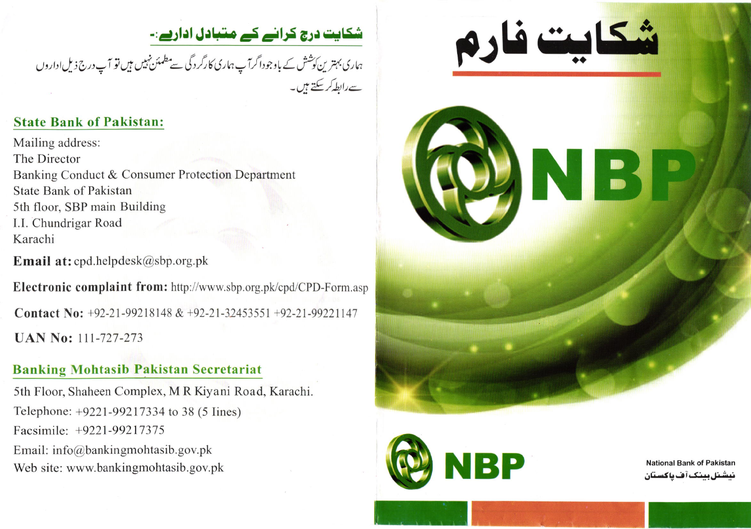## شکایت درج کرانے کے متبادل ادارے:-

ہماری بہترین کوشش کے باوجود اگر آپ ہماری کارگردگی سے مطمئن نہیں ہیں تو آپ درج ذیل اداروں سے رابطہ کر سکتے ہیں۔

### State Bank of Pakistan:

Mailing address:
The Director
Banking Conduct & Consumer Protection Department
State Bank of Pakistan
5th floor, SBP main Building
I.I. Chundrigar Road
Karachi

**Email at:** cpd.helpdesk@sbp.org.pk

**Electronic complaint from:** http://www.sbp.org.pk/cpd/CPD-Form.asp

**Contact No:** +92-21-99218148 & +92-21-32453551 +92-21-99221147

**UAN No:** 111-727-273

### Banking Mohtasib Pakistan Secretariat

5th Floor, Shaheen Complex, M R Kiyani Road, Karachi.
Telephone: +9221-99217334 to 38 (5 lines)
Facsimile: +9221-99217375
Email: info@bankingmohtasib.gov.pk
Web site: www.bankingmohtasib.gov.pk

# شکایت فارم

NBP

NBP

National Bank of Pakistan
نیشنل بینک آف پاکستان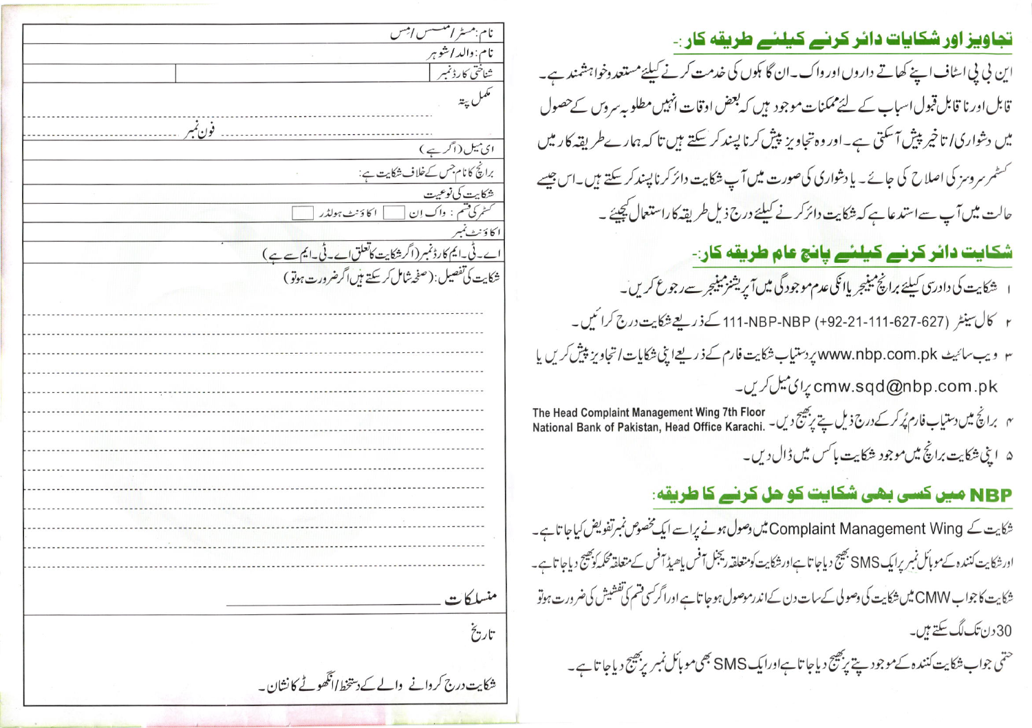## تجاویز اور شکایات دائر کرنے کیلئے طریقہ کار:-

این بی پی اسٹاف اپنے کھاتے داروں اور واک۔ان گاہکوں کی خدمت کرنے کیلئے مستعد و خواہشمند ہے۔ قابل اور نا قابل قبول اسباب کے لئے ممکنات موجود ہیں کہ بعض اوقات انہیں مطلوبہ سروس کے حصول میں دشواری / تاخیر پیش آسکتی ہے۔ اور وہ تجاویز پیش کرنا پسند کر سکتے ہیں تا کہ ہمارے طریقہ کار میں کسٹمر سروسز کی اصلاح کی جائے۔ یا دشواری کی صورت میں آپ شکایت دائر کرنا پسند کر سکتے ہیں۔ اس جیسے حالت میں آپ سے استدعا ہے کہ شکایت دائر کرنے کیلئے درج ذیل طریقہ کار استعمال کیجئے۔

## شکایت دائر کرنے کیلئے پانچ عام طریقہ کار:-

۱ شکایت کی دادرسی کیلئے برانچ منیجر یا انکی عدم موجودگی میں آپریشنز منیجر سے رجوع کریں۔

۲ کال سینٹر (+92-21-111-627-627) 111-NBP-NBP کے ذریعے شکایت درج کرائیں۔

۳ ویب سائیٹ www.nbp.com.pk پر دستیاب شکایت فارم کے ذریعے اپنی شکایات / تجاویز پیش کریں یا cmw.sqd@nbp.com.pk پر ای میل کریں۔

۴ برانچ میں دستیاب فارم پُر کر کے درج ذیل پتے پر بھیج دیں۔
The Head Complaint Management Wing 7th Floor
National Bank of Pakistan, Head Office Karachi.

۵ اپنی شکایت برانچ میں موجود شکایت باکس میں ڈال دیں۔

## NBP میں کسی بھی شکایت کو حل کرنے کا طریقہ:

شکایت کے Complaint Management Wing میں وصول ہونے پر اسے ایک مخصوص نمبر تفویض کیا جاتا ہے۔ اور شکایت کنندہ کے موبائل نمبر پر ایک SMS بھیج دیا جاتا ہے اور شکایت کو متعلقہ ریجنل آفس یا ہیڈ آفس کے متعلقہ محکمہ کو بھیج دیا جاتا ہے۔ شکایت کا جواب CMW میں شکایت کی وصولی کے سات دن کے اندر موصول ہو جاتا ہے اور اگر کسی قسم کی تفتیش کی ضرورت ہو تو 30 دن تک لگ سکتے ہیں۔

حتمی جواب شکایت کنندہ کے موجود پتے پر بھیج دیا جاتا ہے اور ایک SMS بھی موبائل نمبر پر بھیج دیا جاتا ہے۔

---

نام: مسٹر / مسِس / مِس

نام: والد / شوہر

شناختی کارڈ نمبر

مکمل پتہ

فون نمبر

ای میل (اگر ہے)

برانچ کا نام جس کے خلاف شکایت ہے:

شکایت کی نوعیت

کسٹمر کی قسم: واک ان ☐ اکاؤنٹ ہولڈر ☐

اکاؤنٹ نمبر

اے۔ٹی۔ایم کارڈ نمبر (اگر شکایت کا تعلق اے۔ٹی۔ایم سے ہے)

شکایت کی تفصیل: (صفحہ شامل کر سکتے ہیں اگر ضرورت ہو تو)

منسلکات

تاریخ

شکایت درج کروانے والے کے دستخط / انگھوٹے کا نشان۔